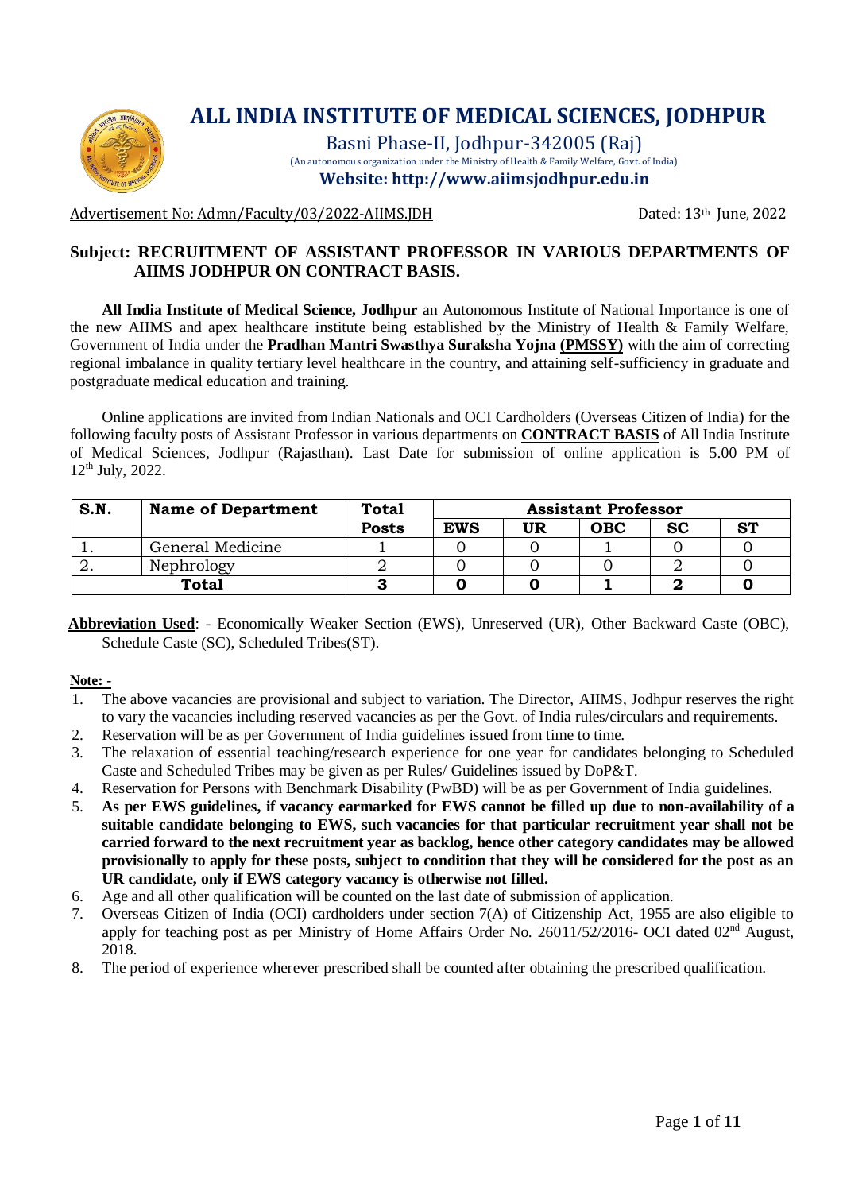# ALL INDIA INSTITUTE OF MEDICAL SCIENCES, JODHPUR

Basni Phase-II, Jodhpur-342005 (Raj)

(An autonomous organization under the Ministry of Health & Family Welfare, Govt. of India)

**Website: http://www.aiimsjodhpur.edu.in**

Advertisement No: Admn/Faculty/03/2022-AIIMS.JDH

Dated: 13th June, 2022

**Subject: RECRUITMENT OF ASSISTANT PROFESSOR IN VARIOUS DEPARTMENTS OF AIIMS JODHPUR ON CONTRACT BASIS.**

**All India Institute of Medical Science, Jodhpur** an Autonomous Institute of National Importance is one of the new AIIMS and apex healthcare institute being established by the Ministry of Health & Family Welfare, Government of India under the **Pradhan Mantri Swasthya Suraksha Yojna (PMSSY)** with the aim of correcting regional imbalance in quality tertiary level healthcare in the country, and attaining self-sufficiency in graduate and postgraduate medical education and training.

Online applications are invited from Indian Nationals and OCI Cardholders (Overseas Citizen of India) for the following faculty posts of Assistant Professor in various departments on **CONTRACT BASIS** of All India Institute of Medical Sciences, Jodhpur (Rajasthan). Last Date for submission of online application is 5.00 PM of 12th July, 2022.

| S.N. | Name of Department | Total | Assistant Professor | | | | |
|---|---|---|---|---|---|---|---|
| | | Posts | EWS | UR | OBC | SC | ST |
| 1. | General Medicine | 1 | 0 | 0 | 1 | 0 | 0 |
| 2. | Nephrology | 2 | 0 | 0 | 0 | 2 | 0 |
| **Total** | | **3** | **0** | **0** | **1** | **2** | **0** |

**Abbreviation Used**: - Economically Weaker Section (EWS), Unreserved (UR), Other Backward Caste (OBC), Schedule Caste (SC), Scheduled Tribes(ST).

**Note: -**

1. The above vacancies are provisional and subject to variation. The Director, AIIMS, Jodhpur reserves the right to vary the vacancies including reserved vacancies as per the Govt. of India rules/circulars and requirements.
2. Reservation will be as per Government of India guidelines issued from time to time.
3. The relaxation of essential teaching/research experience for one year for candidates belonging to Scheduled Caste and Scheduled Tribes may be given as per Rules/ Guidelines issued by DoP&T.
4. Reservation for Persons with Benchmark Disability (PwBD) will be as per Government of India guidelines.
5. **As per EWS guidelines, if vacancy earmarked for EWS cannot be filled up due to non-availability of a suitable candidate belonging to EWS, such vacancies for that particular recruitment year shall not be carried forward to the next recruitment year as backlog, hence other category candidates may be allowed provisionally to apply for these posts, subject to condition that they will be considered for the post as an UR candidate, only if EWS category vacancy is otherwise not filled.**
6. Age and all other qualification will be counted on the last date of submission of application.
7. Overseas Citizen of India (OCI) cardholders under section 7(A) of Citizenship Act, 1955 are also eligible to apply for teaching post as per Ministry of Home Affairs Order No. 26011/52/2016- OCI dated 02nd August, 2018.
8. The period of experience wherever prescribed shall be counted after obtaining the prescribed qualification.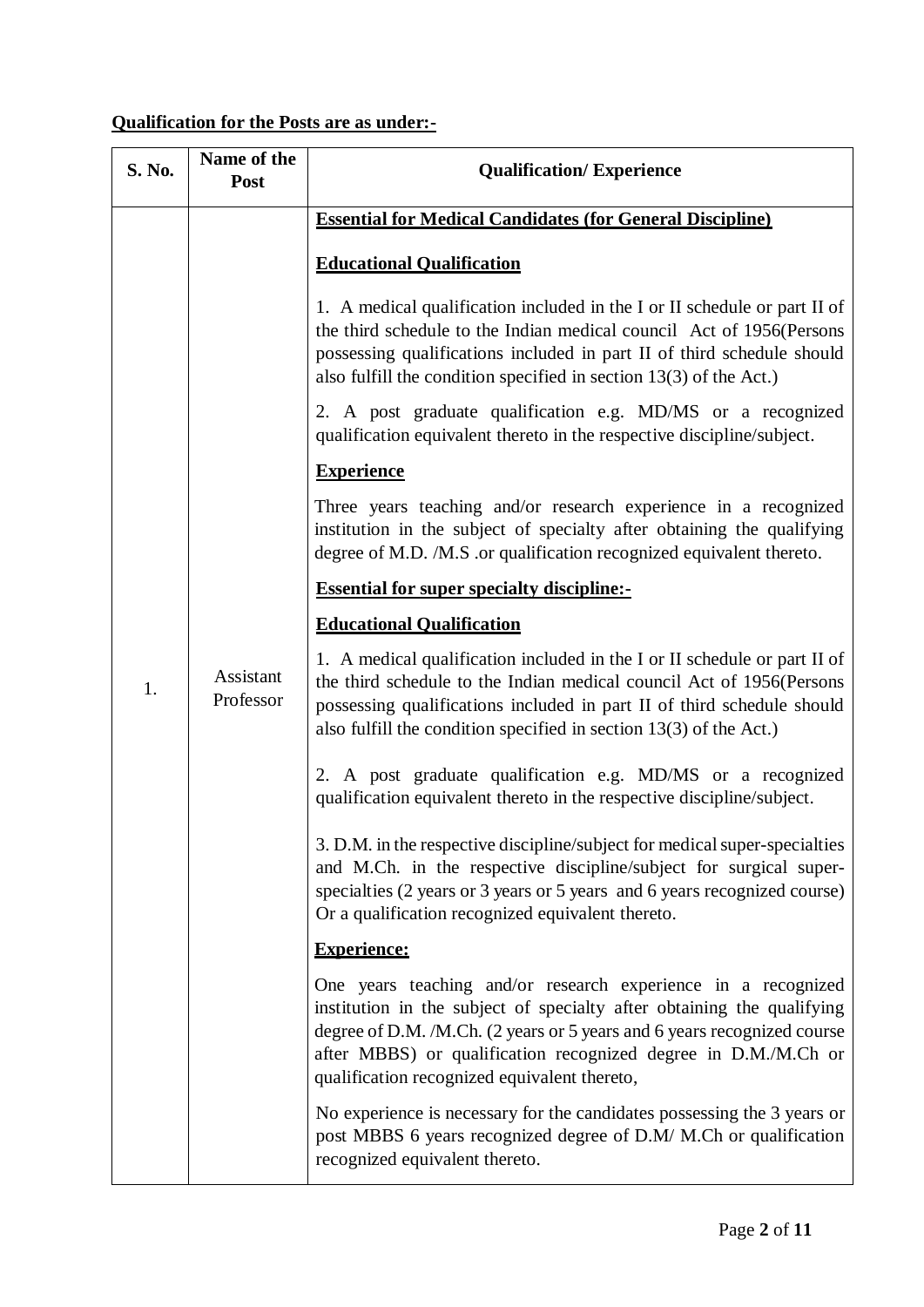**Qualification for the Posts are as under:-**

| S. No. | Name of the Post | Qualification/ Experience |
|---|---|---|
| 1. | Assistant Professor | **Essential for Medical Candidates (for General Discipline)**<br><br>**Educational Qualification**<br><br>1. A medical qualification included in the I or II schedule or part II of the third schedule to the Indian medical council Act of 1956(Persons possessing qualifications included in part II of third schedule should also fulfill the condition specified in section 13(3) of the Act.)<br><br>2. A post graduate qualification e.g. MD/MS or a recognized qualification equivalent thereto in the respective discipline/subject.<br><br>**Experience**<br><br>Three years teaching and/or research experience in a recognized institution in the subject of specialty after obtaining the qualifying degree of M.D. /M.S .or qualification recognized equivalent thereto.<br><br>**Essential for super specialty discipline:-**<br><br>**Educational Qualification**<br><br>1. A medical qualification included in the I or II schedule or part II of the third schedule to the Indian medical council Act of 1956(Persons possessing qualifications included in part II of third schedule should also fulfill the condition specified in section 13(3) of the Act.)<br><br>2. A post graduate qualification e.g. MD/MS or a recognized qualification equivalent thereto in the respective discipline/subject.<br><br>3. D.M. in the respective discipline/subject for medical super-specialties and M.Ch. in the respective discipline/subject for surgical super-specialties (2 years or 3 years or 5 years and 6 years recognized course) Or a qualification recognized equivalent thereto.<br><br>**Experience:**<br><br>One years teaching and/or research experience in a recognized institution in the subject of specialty after obtaining the qualifying degree of D.M. /M.Ch. (2 years or 5 years and 6 years recognized course after MBBS) or qualification recognized degree in D.M./M.Ch or qualification recognized equivalent thereto,<br><br>No experience is necessary for the candidates possessing the 3 years or post MBBS 6 years recognized degree of D.M/ M.Ch or qualification recognized equivalent thereto. |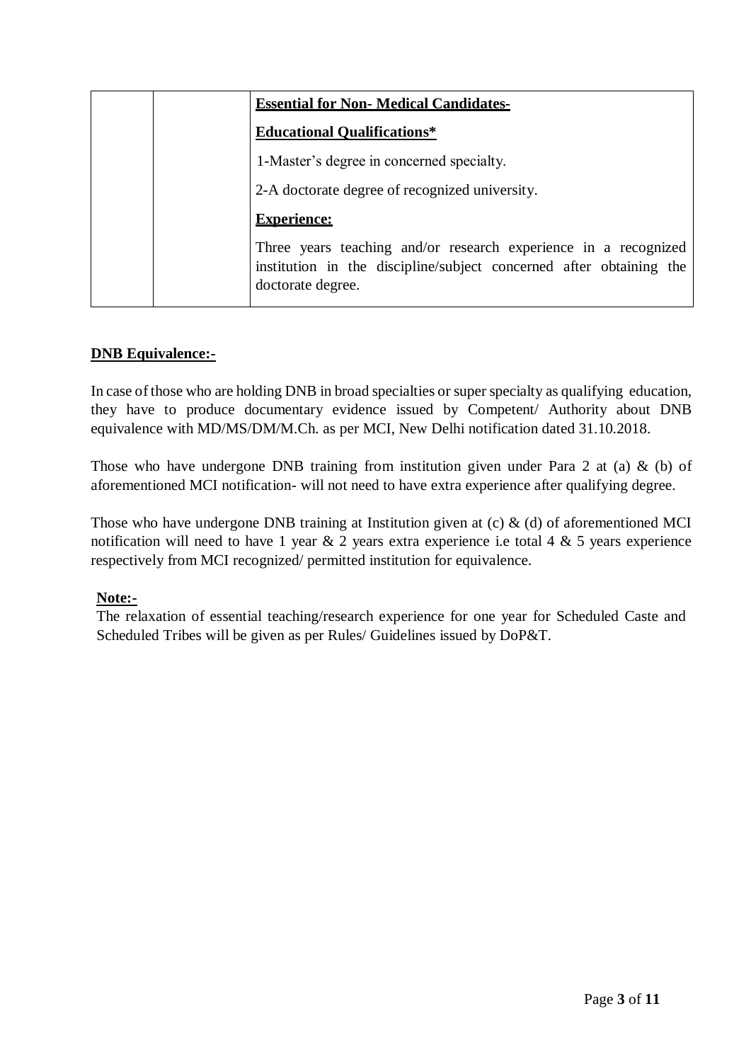|  |  | **Essential for Non- Medical Candidates-**<br><br>**Educational Qualifications***<br><br>1-Master's degree in concerned specialty.<br><br>2-A doctorate degree of recognized university.<br><br>**Experience:**<br><br>Three years teaching and/or research experience in a recognized institution in the discipline/subject concerned after obtaining the doctorate degree. |
|---|---|---|

**DNB Equivalence:-**

In case of those who are holding DNB in broad specialties or super specialty as qualifying education, they have to produce documentary evidence issued by Competent/ Authority about DNB equivalence with MD/MS/DM/M.Ch. as per MCI, New Delhi notification dated 31.10.2018.

Those who have undergone DNB training from institution given under Para 2 at (a) & (b) of aforementioned MCI notification- will not need to have extra experience after qualifying degree.

Those who have undergone DNB training at Institution given at (c) & (d) of aforementioned MCI notification will need to have 1 year & 2 years extra experience i.e total 4 & 5 years experience respectively from MCI recognized/ permitted institution for equivalence.

**Note:-**

The relaxation of essential teaching/research experience for one year for Scheduled Caste and Scheduled Tribes will be given as per Rules/ Guidelines issued by DoP&T.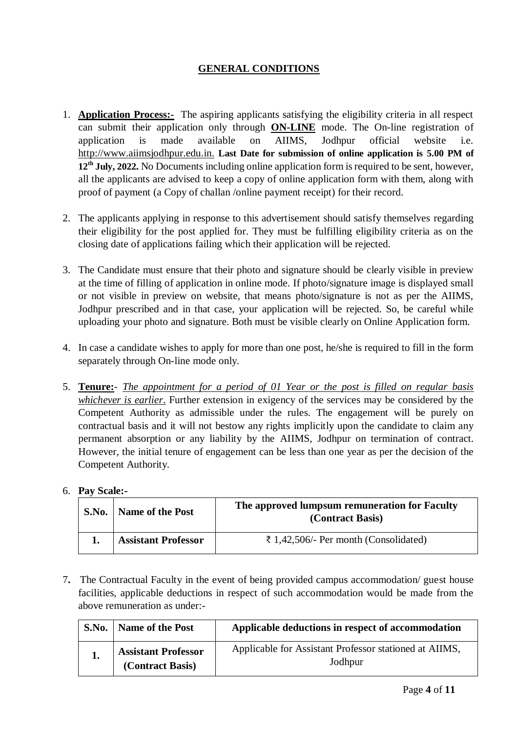## GENERAL CONDITIONS

1. **Application Process:-** The aspiring applicants satisfying the eligibility criteria in all respect can submit their application only through **ON-LINE** mode. The On-line registration of application is made available on AIIMS, Jodhpur official website i.e. http://www.aiimsjodhpur.edu.in. **Last Date for submission of online application is 5.00 PM of 12th July, 2022.** No Documents including online application form is required to be sent, however, all the applicants are advised to keep a copy of online application form with them, along with proof of payment (a Copy of challan /online payment receipt) for their record.

2. The applicants applying in response to this advertisement should satisfy themselves regarding their eligibility for the post applied for. They must be fulfilling eligibility criteria as on the closing date of applications failing which their application will be rejected.

3. The Candidate must ensure that their photo and signature should be clearly visible in preview at the time of filling of application in online mode. If photo/signature image is displayed small or not visible in preview on website, that means photo/signature is not as per the AIIMS, Jodhpur prescribed and in that case, your application will be rejected. So, be careful while uploading your photo and signature. Both must be visible clearly on Online Application form.

4. In case a candidate wishes to apply for more than one post, he/she is required to fill in the form separately through On-line mode only.

5. **Tenure:-** *The appointment for a period of 01 Year or the post is filled on regular basis whichever is earlier*. Further extension in exigency of the services may be considered by the Competent Authority as admissible under the rules. The engagement will be purely on contractual basis and it will not bestow any rights implicitly upon the candidate to claim any permanent absorption or any liability by the AIIMS, Jodhpur on termination of contract. However, the initial tenure of engagement can be less than one year as per the decision of the Competent Authority.

6. **Pay Scale:-**

| S.No. | Name of the Post | The approved lumpsum remuneration for Faculty (Contract Basis) |
|---|---|---|
| **1.** | **Assistant Professor** | ₹ 1,42,506/- Per month (Consolidated) |

7. The Contractual Faculty in the event of being provided campus accommodation/ guest house facilities, applicable deductions in respect of such accommodation would be made from the above remuneration as under:-

| S.No. | Name of the Post | Applicable deductions in respect of accommodation |
|---|---|---|
| **1.** | **Assistant Professor (Contract Basis)** | Applicable for Assistant Professor stationed at AIIMS, Jodhpur |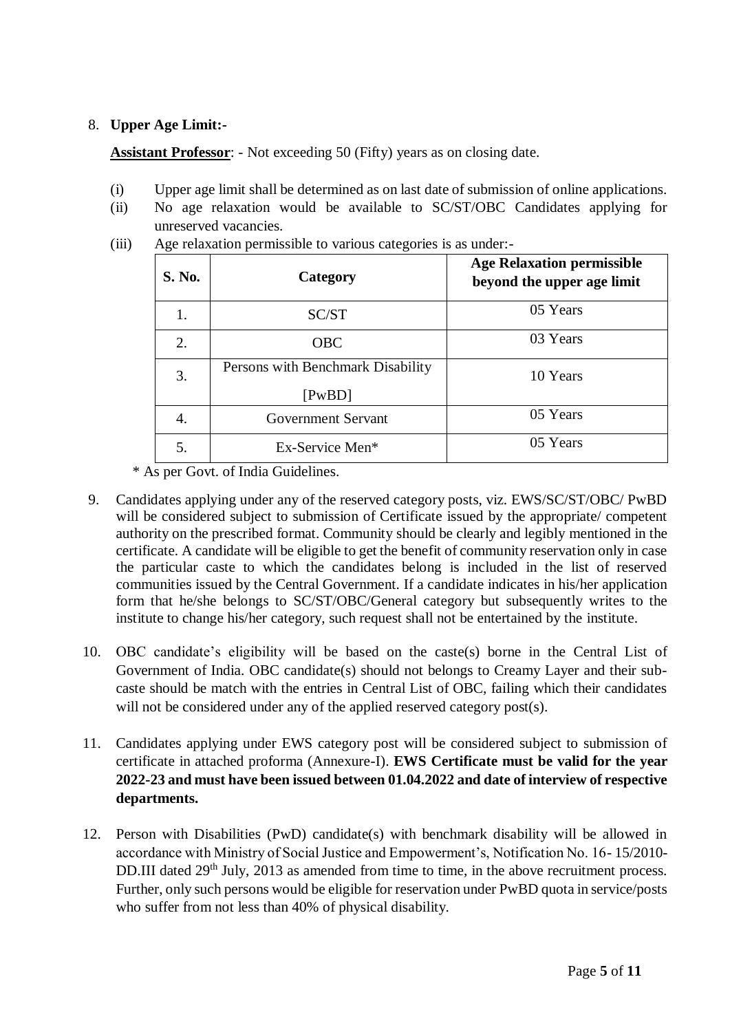8. **Upper Age Limit:-**

**Assistant Professor**: - Not exceeding 50 (Fifty) years as on closing date.

(i) Upper age limit shall be determined as on last date of submission of online applications.

(ii) No age relaxation would be available to SC/ST/OBC Candidates applying for unreserved vacancies.

(iii) Age relaxation permissible to various categories is as under:-

| S. No. | Category | Age Relaxation permissible beyond the upper age limit |
|---|---|---|
| 1. | SC/ST | 05 Years |
| 2. | OBC | 03 Years |
| 3. | Persons with Benchmark Disability [PwBD] | 10 Years |
| 4. | Government Servant | 05 Years |
| 5. | Ex-Service Men* | 05 Years |

\* As per Govt. of India Guidelines.

9. Candidates applying under any of the reserved category posts, viz. EWS/SC/ST/OBC/ PwBD will be considered subject to submission of Certificate issued by the appropriate/ competent authority on the prescribed format. Community should be clearly and legibly mentioned in the certificate. A candidate will be eligible to get the benefit of community reservation only in case the particular caste to which the candidates belong is included in the list of reserved communities issued by the Central Government. If a candidate indicates in his/her application form that he/she belongs to SC/ST/OBC/General category but subsequently writes to the institute to change his/her category, such request shall not be entertained by the institute.

10. OBC candidate's eligibility will be based on the caste(s) borne in the Central List of Government of India. OBC candidate(s) should not belongs to Creamy Layer and their sub-caste should be match with the entries in Central List of OBC, failing which their candidates will not be considered under any of the applied reserved category post(s).

11. Candidates applying under EWS category post will be considered subject to submission of certificate in attached proforma (Annexure-I). **EWS Certificate must be valid for the year 2022-23 and must have been issued between 01.04.2022 and date of interview of respective departments.**

12. Person with Disabilities (PwD) candidate(s) with benchmark disability will be allowed in accordance with Ministry of Social Justice and Empowerment's, Notification No. 16- 15/2010-DD.III dated 29th July, 2013 as amended from time to time, in the above recruitment process. Further, only such persons would be eligible for reservation under PwBD quota in service/posts who suffer from not less than 40% of physical disability.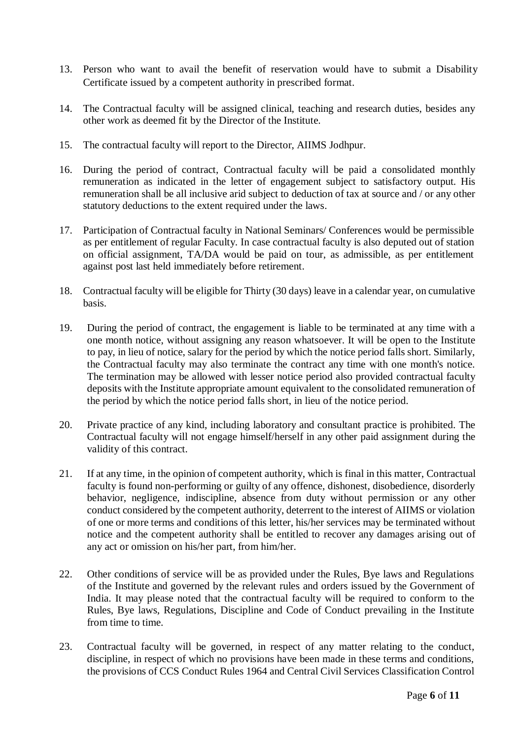13. Person who want to avail the benefit of reservation would have to submit a Disability Certificate issued by a competent authority in prescribed format.

14. The Contractual faculty will be assigned clinical, teaching and research duties, besides any other work as deemed fit by the Director of the Institute.

15. The contractual faculty will report to the Director, AIIMS Jodhpur.

16. During the period of contract, Contractual faculty will be paid a consolidated monthly remuneration as indicated in the letter of engagement subject to satisfactory output. His remuneration shall be all inclusive arid subject to deduction of tax at source and / or any other statutory deductions to the extent required under the laws.

17. Participation of Contractual faculty in National Seminars/ Conferences would be permissible as per entitlement of regular Faculty. In case contractual faculty is also deputed out of station on official assignment, TA/DA would be paid on tour, as admissible, as per entitlement against post last held immediately before retirement.

18. Contractual faculty will be eligible for Thirty (30 days) leave in a calendar year, on cumulative basis.

19. During the period of contract, the engagement is liable to be terminated at any time with a one month notice, without assigning any reason whatsoever. It will be open to the Institute to pay, in lieu of notice, salary for the period by which the notice period falls short. Similarly, the Contractual faculty may also terminate the contract any time with one month's notice. The termination may be allowed with lesser notice period also provided contractual faculty deposits with the Institute appropriate amount equivalent to the consolidated remuneration of the period by which the notice period falls short, in lieu of the notice period.

20. Private practice of any kind, including laboratory and consultant practice is prohibited. The Contractual faculty will not engage himself/herself in any other paid assignment during the validity of this contract.

21. If at any time, in the opinion of competent authority, which is final in this matter, Contractual faculty is found non-performing or guilty of any offence, dishonest, disobedience, disorderly behavior, negligence, indiscipline, absence from duty without permission or any other conduct considered by the competent authority, deterrent to the interest of AIIMS or violation of one or more terms and conditions of this letter, his/her services may be terminated without notice and the competent authority shall be entitled to recover any damages arising out of any act or omission on his/her part, from him/her.

22. Other conditions of service will be as provided under the Rules, Bye laws and Regulations of the Institute and governed by the relevant rules and orders issued by the Government of India. It may please noted that the contractual faculty will be required to conform to the Rules, Bye laws, Regulations, Discipline and Code of Conduct prevailing in the Institute from time to time.

23. Contractual faculty will be governed, in respect of any matter relating to the conduct, discipline, in respect of which no provisions have been made in these terms and conditions, the provisions of CCS Conduct Rules 1964 and Central Civil Services Classification Control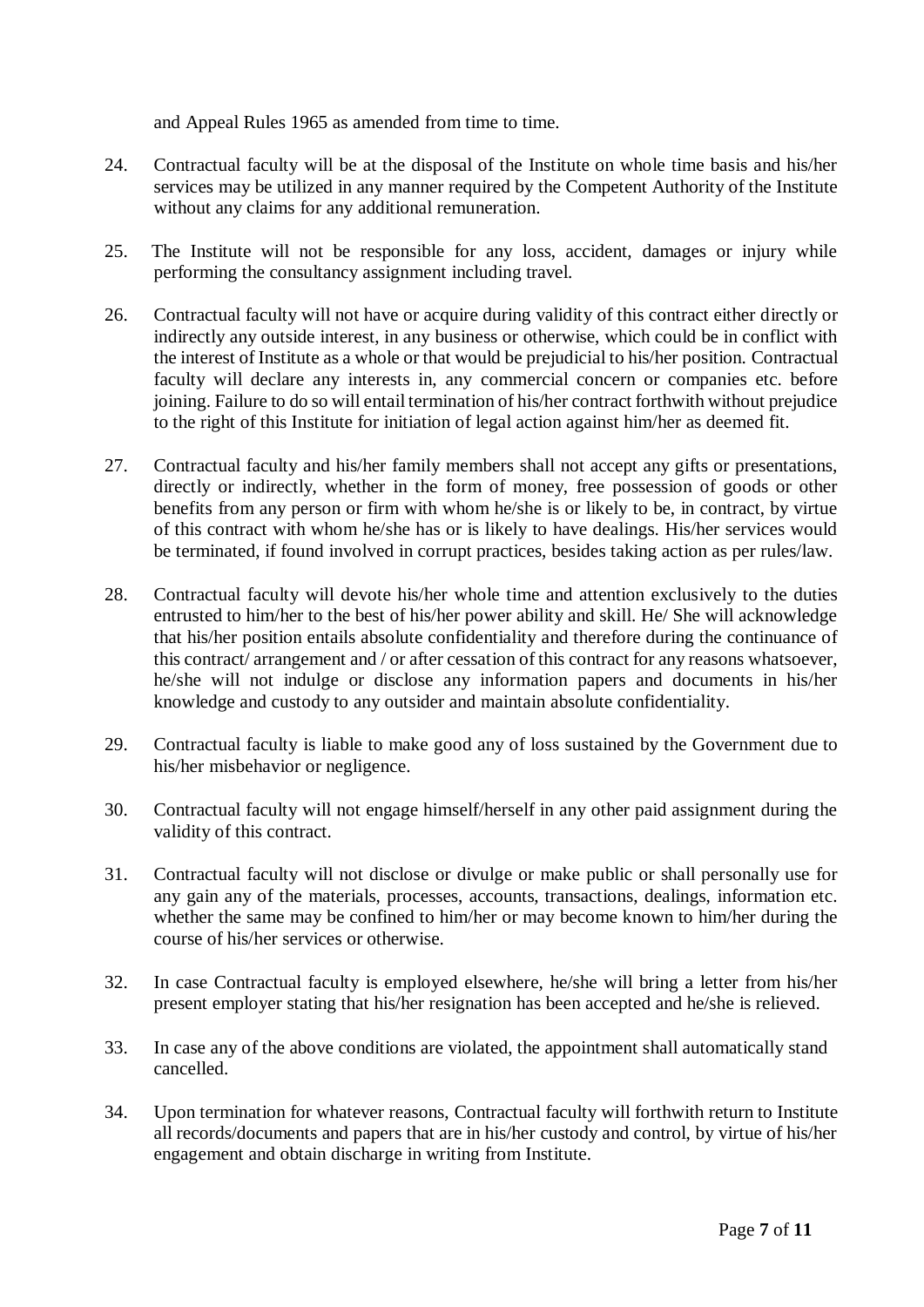and Appeal Rules 1965 as amended from time to time.

24. Contractual faculty will be at the disposal of the Institute on whole time basis and his/her services may be utilized in any manner required by the Competent Authority of the Institute without any claims for any additional remuneration.

25. The Institute will not be responsible for any loss, accident, damages or injury while performing the consultancy assignment including travel.

26. Contractual faculty will not have or acquire during validity of this contract either directly or indirectly any outside interest, in any business or otherwise, which could be in conflict with the interest of Institute as a whole or that would be prejudicial to his/her position. Contractual faculty will declare any interests in, any commercial concern or companies etc. before joining. Failure to do so will entail termination of his/her contract forthwith without prejudice to the right of this Institute for initiation of legal action against him/her as deemed fit.

27. Contractual faculty and his/her family members shall not accept any gifts or presentations, directly or indirectly, whether in the form of money, free possession of goods or other benefits from any person or firm with whom he/she is or likely to be, in contract, by virtue of this contract with whom he/she has or is likely to have dealings. His/her services would be terminated, if found involved in corrupt practices, besides taking action as per rules/law.

28. Contractual faculty will devote his/her whole time and attention exclusively to the duties entrusted to him/her to the best of his/her power ability and skill. He/ She will acknowledge that his/her position entails absolute confidentiality and therefore during the continuance of this contract/ arrangement and / or after cessation of this contract for any reasons whatsoever, he/she will not indulge or disclose any information papers and documents in his/her knowledge and custody to any outsider and maintain absolute confidentiality.

29. Contractual faculty is liable to make good any of loss sustained by the Government due to his/her misbehavior or negligence.

30. Contractual faculty will not engage himself/herself in any other paid assignment during the validity of this contract.

31. Contractual faculty will not disclose or divulge or make public or shall personally use for any gain any of the materials, processes, accounts, transactions, dealings, information etc. whether the same may be confined to him/her or may become known to him/her during the course of his/her services or otherwise.

32. In case Contractual faculty is employed elsewhere, he/she will bring a letter from his/her present employer stating that his/her resignation has been accepted and he/she is relieved.

33. In case any of the above conditions are violated, the appointment shall automatically stand cancelled.

34. Upon termination for whatever reasons, Contractual faculty will forthwith return to Institute all records/documents and papers that are in his/her custody and control, by virtue of his/her engagement and obtain discharge in writing from Institute.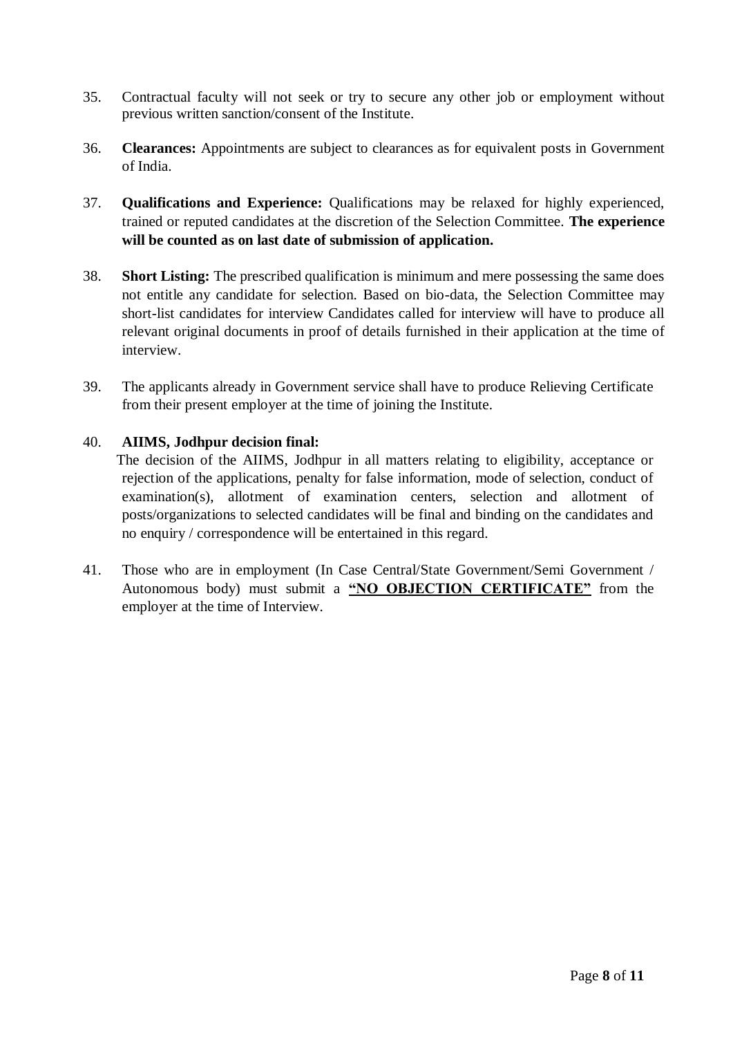35. Contractual faculty will not seek or try to secure any other job or employment without previous written sanction/consent of the Institute.

36. **Clearances:** Appointments are subject to clearances as for equivalent posts in Government of India.

37. **Qualifications and Experience:** Qualifications may be relaxed for highly experienced, trained or reputed candidates at the discretion of the Selection Committee. **The experience will be counted as on last date of submission of application.**

38. **Short Listing:** The prescribed qualification is minimum and mere possessing the same does not entitle any candidate for selection. Based on bio-data, the Selection Committee may short-list candidates for interview Candidates called for interview will have to produce all relevant original documents in proof of details furnished in their application at the time of interview.

39. The applicants already in Government service shall have to produce Relieving Certificate from their present employer at the time of joining the Institute.

40. **AIIMS, Jodhpur decision final:**
The decision of the AIIMS, Jodhpur in all matters relating to eligibility, acceptance or rejection of the applications, penalty for false information, mode of selection, conduct of examination(s), allotment of examination centers, selection and allotment of posts/organizations to selected candidates will be final and binding on the candidates and no enquiry / correspondence will be entertained in this regard.

41. Those who are in employment (In Case Central/State Government/Semi Government / Autonomous body) must submit a **"NO OBJECTION CERTIFICATE"** from the employer at the time of Interview.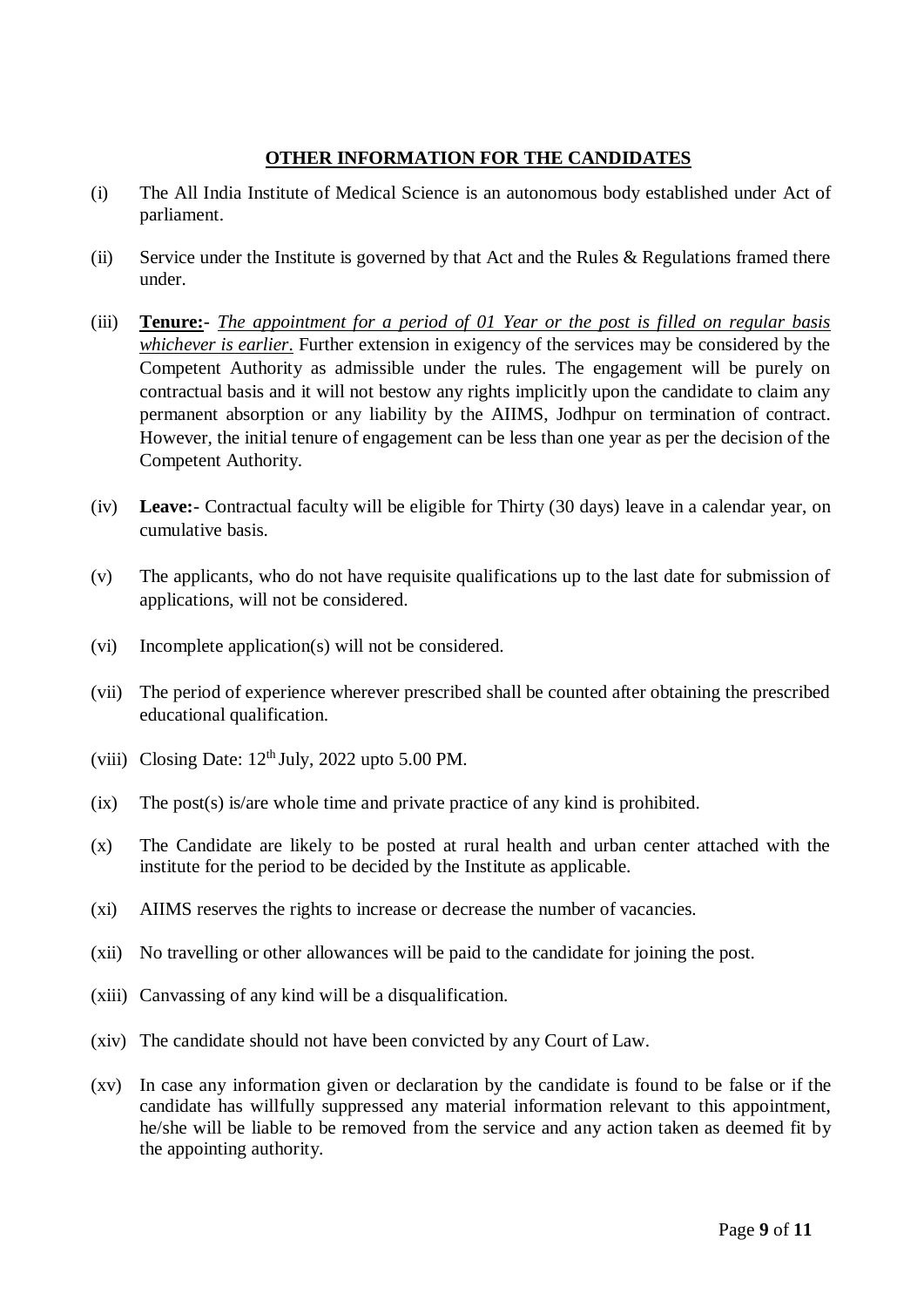## OTHER INFORMATION FOR THE CANDIDATES

(i) The All India Institute of Medical Science is an autonomous body established under Act of parliament.

(ii) Service under the Institute is governed by that Act and the Rules & Regulations framed there under.

(iii) **Tenure:-** *The appointment for a period of 01 Year or the post is filled on regular basis whichever is earlier.* Further extension in exigency of the services may be considered by the Competent Authority as admissible under the rules. The engagement will be purely on contractual basis and it will not bestow any rights implicitly upon the candidate to claim any permanent absorption or any liability by the AIIMS, Jodhpur on termination of contract. However, the initial tenure of engagement can be less than one year as per the decision of the Competent Authority.

(iv) **Leave:-** Contractual faculty will be eligible for Thirty (30 days) leave in a calendar year, on cumulative basis.

(v) The applicants, who do not have requisite qualifications up to the last date for submission of applications, will not be considered.

(vi) Incomplete application(s) will not be considered.

(vii) The period of experience wherever prescribed shall be counted after obtaining the prescribed educational qualification.

(viii) Closing Date: 12th July, 2022 upto 5.00 PM.

(ix) The post(s) is/are whole time and private practice of any kind is prohibited.

(x) The Candidate are likely to be posted at rural health and urban center attached with the institute for the period to be decided by the Institute as applicable.

(xi) AIIMS reserves the rights to increase or decrease the number of vacancies.

(xii) No travelling or other allowances will be paid to the candidate for joining the post.

(xiii) Canvassing of any kind will be a disqualification.

(xiv) The candidate should not have been convicted by any Court of Law.

(xv) In case any information given or declaration by the candidate is found to be false or if the candidate has willfully suppressed any material information relevant to this appointment, he/she will be liable to be removed from the service and any action taken as deemed fit by the appointing authority.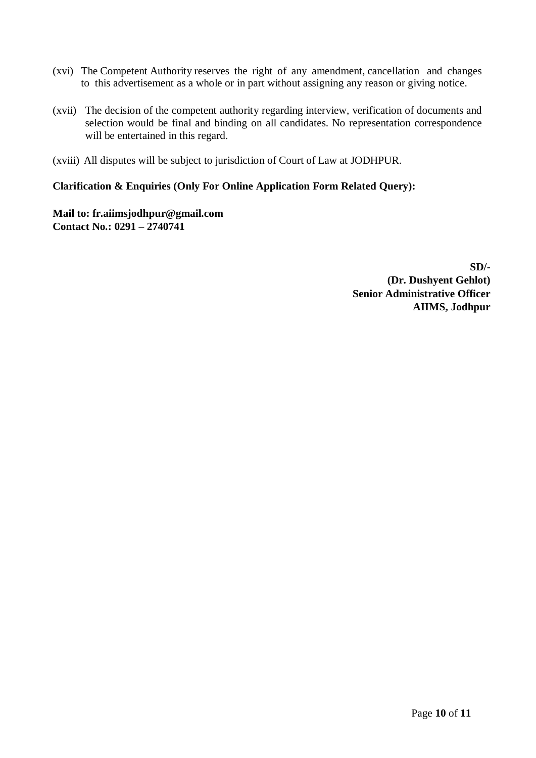(xvi) The Competent Authority reserves the right of any amendment, cancellation and changes to this advertisement as a whole or in part without assigning any reason or giving notice.

(xvii) The decision of the competent authority regarding interview, verification of documents and selection would be final and binding on all candidates. No representation correspondence will be entertained in this regard.

(xviii) All disputes will be subject to jurisdiction of Court of Law at JODHPUR.

**Clarification & Enquiries (Only For Online Application Form Related Query):**

**Mail to: fr.aiimsjodhpur@gmail.com**
**Contact No.: 0291 – 2740741**

**SD/-**
**(Dr. Dushyent Gehlot)**
**Senior Administrative Officer**
**AIIMS, Jodhpur**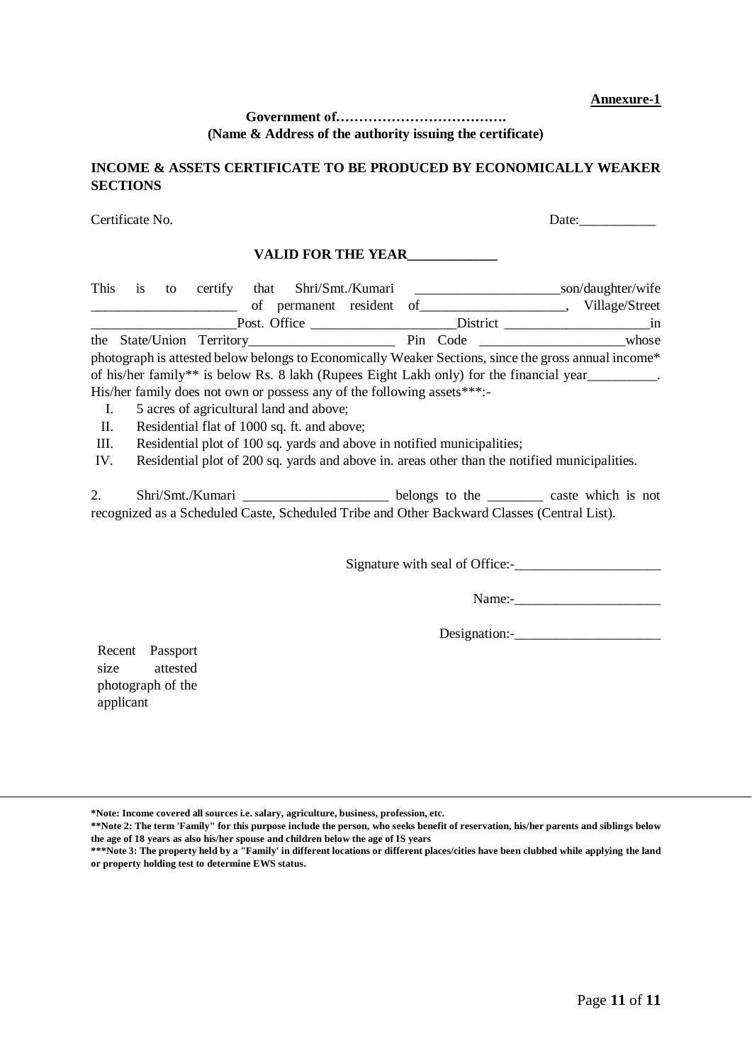**Annexure-1**

**Government of……………………………….**
**(Name & Address of the authority issuing the certificate)**

**INCOME & ASSETS CERTIFICATE TO BE PRODUCED BY ECONOMICALLY WEAKER SECTIONS**

Certificate No. Date:___________

**VALID FOR THE YEAR____________**

This is to certify that Shri/Smt./Kumari ____________________son/daughter/wife ____________________ of permanent resident of____________________, Village/Street ____________________Post. Office ____________________District ____________________in the State/Union Territory____________________ Pin Code ____________________whose photograph is attested below belongs to Economically Weaker Sections, since the gross annual income* of his/her family** is below Rs. 8 lakh (Rupees Eight Lakh only) for the financial year__________. His/her family does not own or possess any of the following assets***:-

I. 5 acres of agricultural land and above;
II. Residential flat of 1000 sq. ft. and above;
III. Residential plot of 100 sq. yards and above in notified municipalities;
IV. Residential plot of 200 sq. yards and above in. areas other than the notified municipalities.

2. Shri/Smt./Kumari ____________________ belongs to the ________ caste which is not recognized as a Scheduled Caste, Scheduled Tribe and Other Backward Classes (Central List).

Signature with seal of Office:-____________________

Name:-____________________

Designation:-____________________

Recent Passport size attested photograph of the applicant

---

**\*Note: Income covered all sources i.e. salary, agriculture, business, profession, etc.**

**\*\*Note 2: The term 'Family" for this purpose include the person, who seeks benefit of reservation, his/her parents and siblings below the age of 18 years as also his/her spouse and children below the age of IS years**

**\*\*\*Note 3: The property held by a "Family' in different locations or different places/cities have been clubbed while applying the land or property holding test to determine EWS status.**